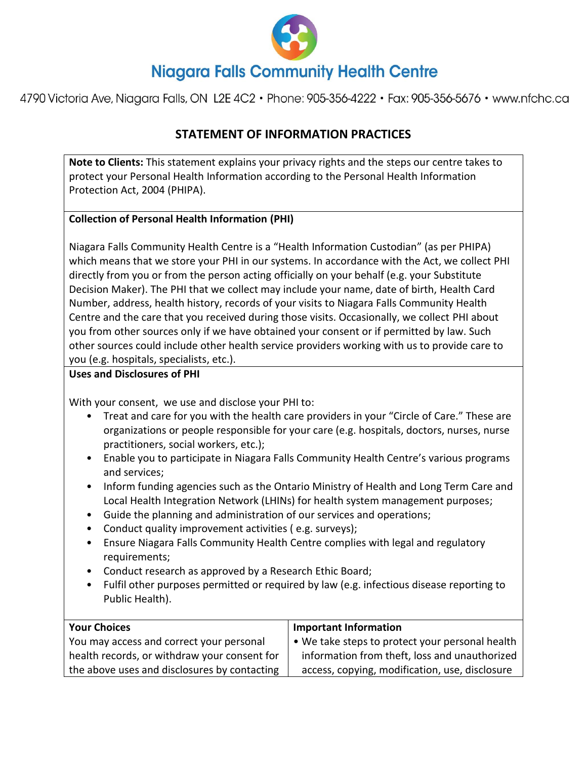# Niagara Falls Community Health Centre

4790 Victoria Ave, Niagara Falls, ON L2E 4C2 • Phone: 905-356-4222 • Fax: 905-356-5676 • www.nfchc.ca

## STATEMENT OF INFORMATION PRACTICES

**Note to Clients:** This statement explains your privacy rights and the steps our centre takes to protect your Personal Health Information according to the Personal Health Information Protection Act, 2004 (PHIPA).

**Collection of Personal Health Information (PHI)**

Niagara Falls Community Health Centre is a "Health Information Custodian" (as per PHIPA) which means that we store your PHI in our systems. In accordance with the Act, we collect PHI directly from you or from the person acting officially on your behalf (e.g. your Substitute Decision Maker). The PHI that we collect may include your name, date of birth, Health Card Number, address, health history, records of your visits to Niagara Falls Community Health Centre and the care that you received during those visits. Occasionally, we collect PHI about you from other sources only if we have obtained your consent or if permitted by law. Such other sources could include other health service providers working with us to provide care to you (e.g. hospitals, specialists, etc.).

**Uses and Disclosures of PHI**

With your consent, we use and disclose your PHI to:

- Treat and care for you with the health care providers in your "Circle of Care." These are organizations or people responsible for your care (e.g. hospitals, doctors, nurses, nurse practitioners, social workers, etc.);
- Enable you to participate in Niagara Falls Community Health Centre's various programs and services;
- Inform funding agencies such as the Ontario Ministry of Health and Long Term Care and Local Health Integration Network (LHINs) for health system management purposes;
- Guide the planning and administration of our services and operations;
- Conduct quality improvement activities ( e.g. surveys);
- Ensure Niagara Falls Community Health Centre complies with legal and regulatory requirements;
- Conduct research as approved by a Research Ethic Board;
- Fulfil other purposes permitted or required by law (e.g. infectious disease reporting to Public Health).

| Your Choices | Important Information |
|---|---|
| You may access and correct your personal health records, or withdraw your consent for the above uses and disclosures by contacting | • We take steps to protect your personal health information from theft, loss and unauthorized access, copying, modification, use, disclosure |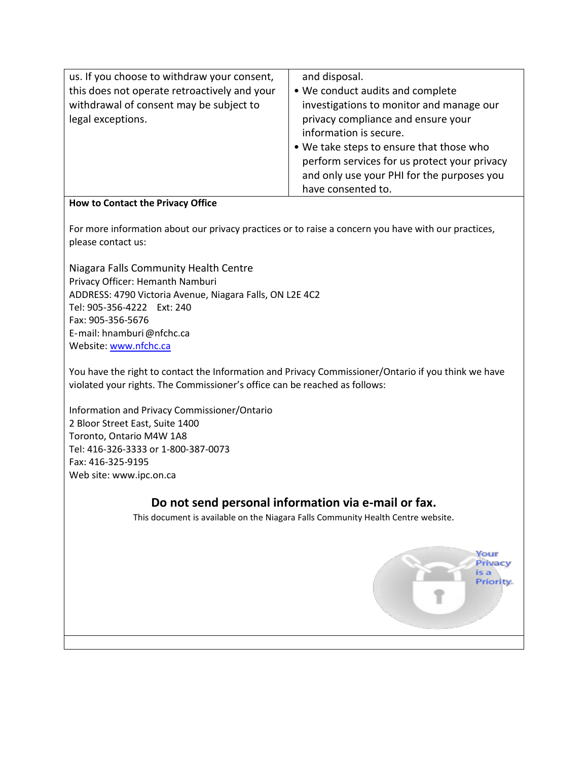| | |
|---|---|
| us. If you choose to withdraw your consent, this does not operate retroactively and your withdrawal of consent may be subject to legal exceptions. | and disposal.<br>• We conduct audits and complete investigations to monitor and manage our privacy compliance and ensure your information is secure.<br>• We take steps to ensure that those who perform services for us protect your privacy and only use your PHI for the purposes you have consented to. |

**How to Contact the Privacy Office**

For more information about our privacy practices or to raise a concern you have with our practices, please contact us:

Niagara Falls Community Health Centre
Privacy Officer: Hemanth Namburi
ADDRESS: 4790 Victoria Avenue, Niagara Falls, ON L2E 4C2
Tel: 905-356-4222 Ext: 240
Fax: 905-356-5676
E-mail: hnamburi@nfchc.ca
Website: www.nfchc.ca

You have the right to contact the Information and Privacy Commissioner/Ontario if you think we have violated your rights. The Commissioner's office can be reached as follows:

Information and Privacy Commissioner/Ontario
2 Bloor Street East, Suite 1400
Toronto, Ontario M4W 1A8
Tel: 416-326-3333 or 1-800-387-0073
Fax: 416-325-9195
Web site: www.ipc.on.ca

**Do not send personal information via e-mail or fax.**

This document is available on the Niagara Falls Community Health Centre website.

Your Privacy is a Priority.